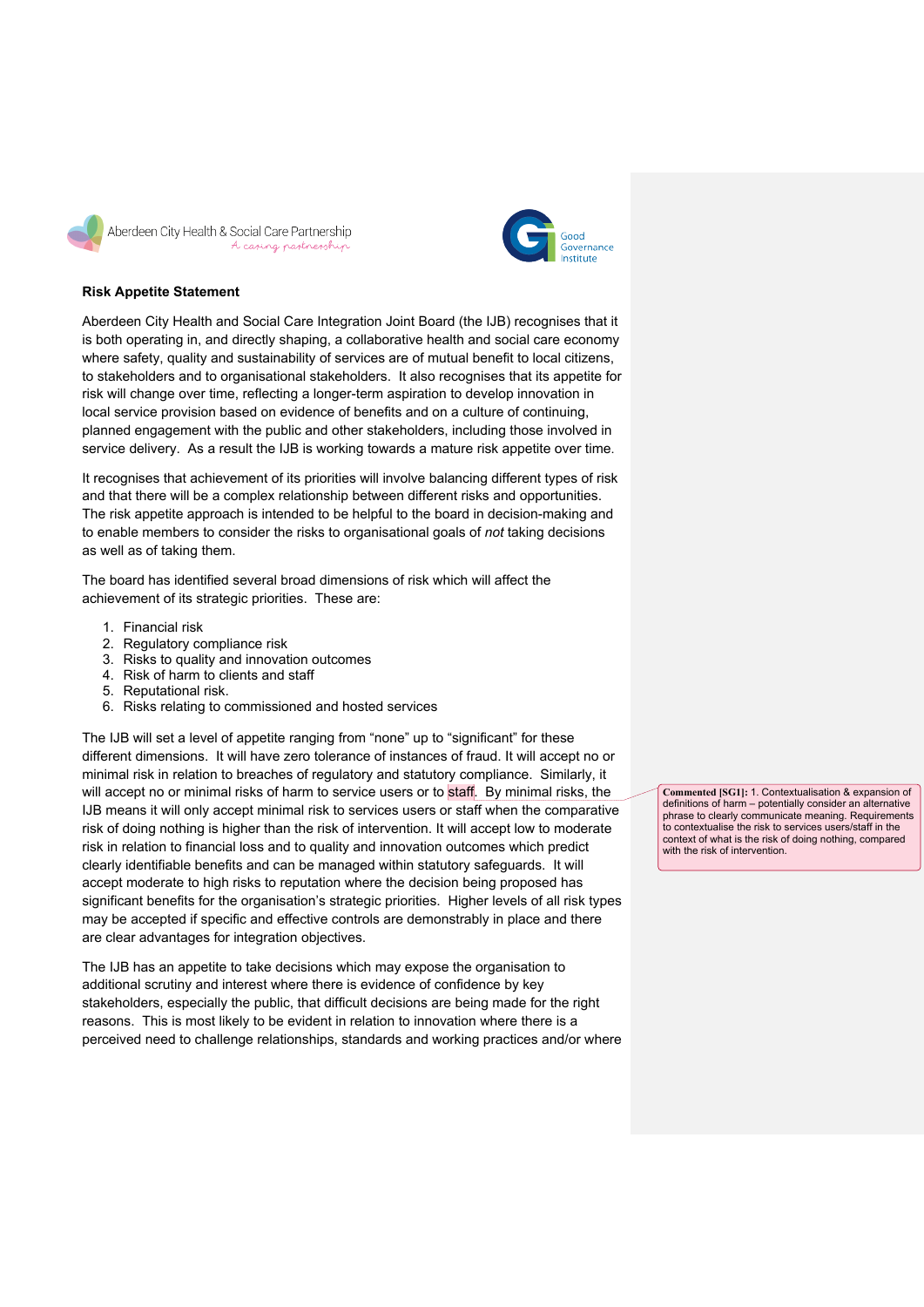Aberdeen City Health & Social Care Partnership
A caring partnership

Good Governance Institute

**Risk Appetite Statement**

Aberdeen City Health and Social Care Integration Joint Board (the IJB) recognises that it is both operating in, and directly shaping, a collaborative health and social care economy where safety, quality and sustainability of services are of mutual benefit to local citizens, to stakeholders and to organisational stakeholders. It also recognises that its appetite for risk will change over time, reflecting a longer-term aspiration to develop innovation in local service provision based on evidence of benefits and on a culture of continuing, planned engagement with the public and other stakeholders, including those involved in service delivery. As a result the IJB is working towards a mature risk appetite over time.

It recognises that achievement of its priorities will involve balancing different types of risk and that there will be a complex relationship between different risks and opportunities. The risk appetite approach is intended to be helpful to the board in decision-making and to enable members to consider the risks to organisational goals of *not* taking decisions as well as of taking them.

The board has identified several broad dimensions of risk which will affect the achievement of its strategic priorities. These are:

1. Financial risk
2. Regulatory compliance risk
3. Risks to quality and innovation outcomes
4. Risk of harm to clients and staff
5. Reputational risk.
6. Risks relating to commissioned and hosted services

The IJB will set a level of appetite ranging from "none" up to "significant" for these different dimensions. It will have zero tolerance of instances of fraud. It will accept no or minimal risk in relation to breaches of regulatory and statutory compliance. Similarly, it will accept no or minimal risks of harm to service users or to staff. By minimal risks, the IJB means it will only accept minimal risk to services users or staff when the comparative risk of doing nothing is higher than the risk of intervention. It will accept low to moderate risk in relation to financial loss and to quality and innovation outcomes which predict clearly identifiable benefits and can be managed within statutory safeguards. It will accept moderate to high risks to reputation where the decision being proposed has significant benefits for the organisation's strategic priorities. Higher levels of all risk types may be accepted if specific and effective controls are demonstrably in place and there are clear advantages for integration objectives.

> **Commented [SG1]:** 1. Contextualisation & expansion of definitions of harm – potentially consider an alternative phrase to clearly communicate meaning. Requirements to contextualise the risk to services users/staff in the context of what is the risk of doing nothing, compared with the risk of intervention.

The IJB has an appetite to take decisions which may expose the organisation to additional scrutiny and interest where there is evidence of confidence by key stakeholders, especially the public, that difficult decisions are being made for the right reasons. This is most likely to be evident in relation to innovation where there is a perceived need to challenge relationships, standards and working practices and/or where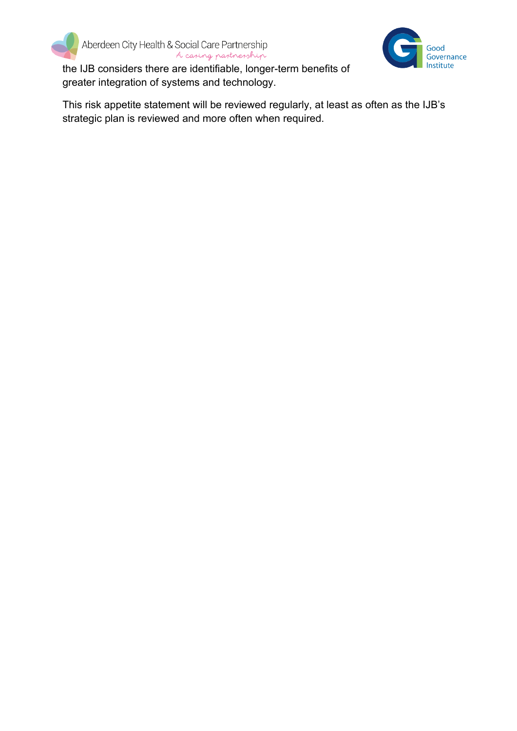the IJB considers there are identifiable, longer-term benefits of greater integration of systems and technology.

This risk appetite statement will be reviewed regularly, at least as often as the IJB's strategic plan is reviewed and more often when required.